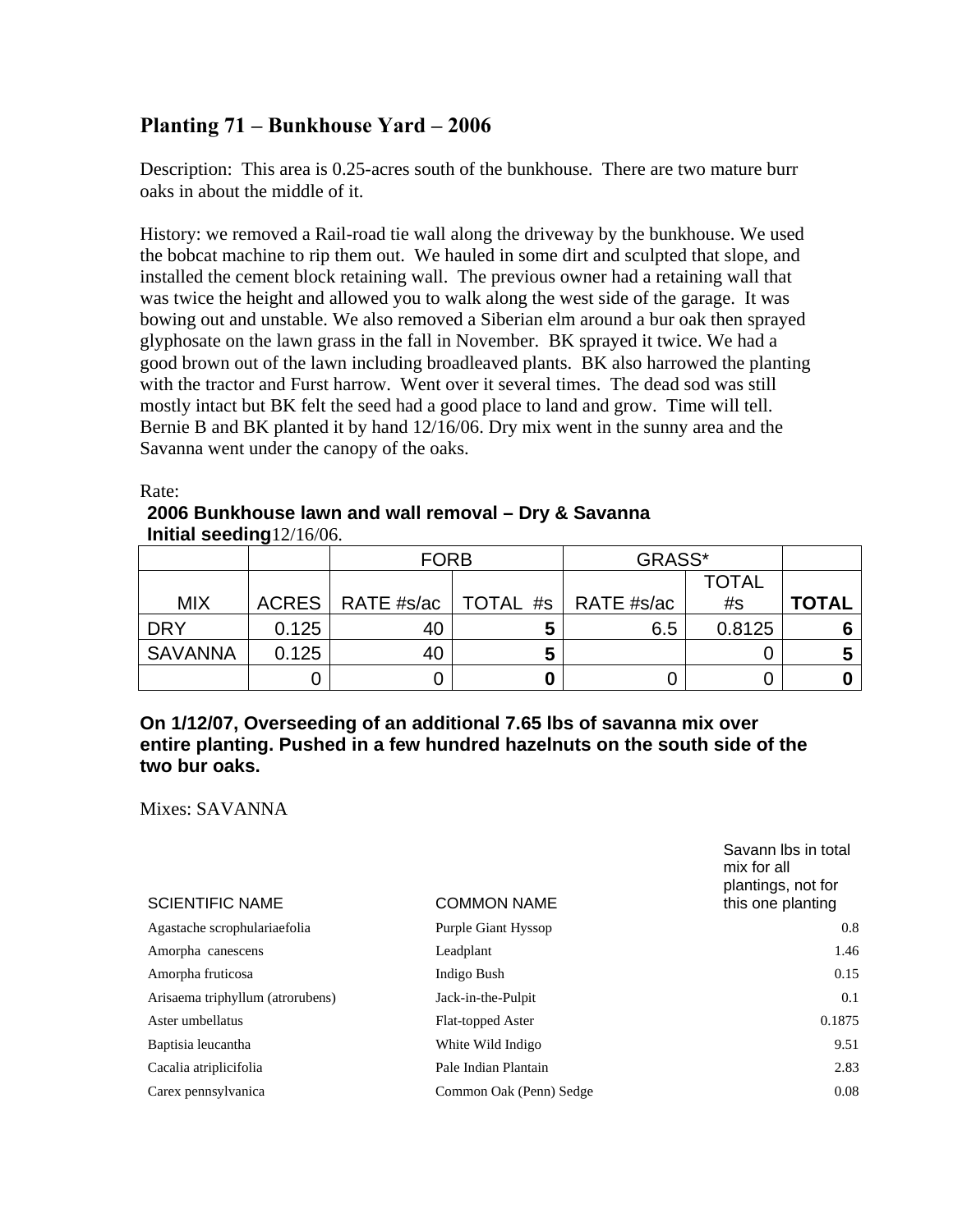## Planting 71 – Bunkhouse Yard – 2006

Description: This area is 0.25-acres south of the bunkhouse. There are two mature burr oaks in about the middle of it.

History: we removed a Rail-road tie wall along the driveway by the bunkhouse. We used the bobcat machine to rip them out. We hauled in some dirt and sculpted that slope, and installed the cement block retaining wall. The previous owner had a retaining wall that was twice the height and allowed you to walk along the west side of the garage. It was bowing out and unstable. We also removed a Siberian elm around a bur oak then sprayed glyphosate on the lawn grass in the fall in November. BK sprayed it twice. We had a good brown out of the lawn including broadleaved plants. BK also harrowed the planting with the tractor and Furst harrow. Went over it several times. The dead sod was still mostly intact but BK felt the seed had a good place to land and grow. Time will tell. Bernie B and BK planted it by hand 12/16/06. Dry mix went in the sunny area and the Savanna went under the canopy of the oaks.

Rate:

**2006 Bunkhouse lawn and wall removal – Dry & Savanna**
**Initial seeding** 12/16/06.

| | | FORB | | GRASS* | | |
|---|---|---|---|---|---|---|
| MIX | ACRES | RATE #s/ac | TOTAL #s | RATE #s/ac | TOTAL #s | **TOTAL** |
| DRY | 0.125 | 40 | **5** | 6.5 | 0.8125 | **6** |
| SAVANNA | 0.125 | 40 | **5** | | 0 | **5** |
| | 0 | 0 | **0** | 0 | 0 | **0** |

**On 1/12/07, Overseeding of an additional 7.65 lbs of savanna mix over entire planting. Pushed in a few hundred hazelnuts on the south side of the two bur oaks.**

Mixes: SAVANNA

| SCIENTIFIC NAME | COMMON NAME | Savann lbs in total mix for all plantings, not for this one planting |
|---|---|---|
| Agastache scrophulariaefolia | Purple Giant Hyssop | 0.8 |
| Amorpha canescens | Leadplant | 1.46 |
| Amorpha fruticosa | Indigo Bush | 0.15 |
| Arisaema triphyllum (atrorubens) | Jack-in-the-Pulpit | 0.1 |
| Aster umbellatus | Flat-topped Aster | 0.1875 |
| Baptisia leucantha | White Wild Indigo | 9.51 |
| Cacalia atriplicifolia | Pale Indian Plantain | 2.83 |
| Carex pennsylvanica | Common Oak (Penn) Sedge | 0.08 |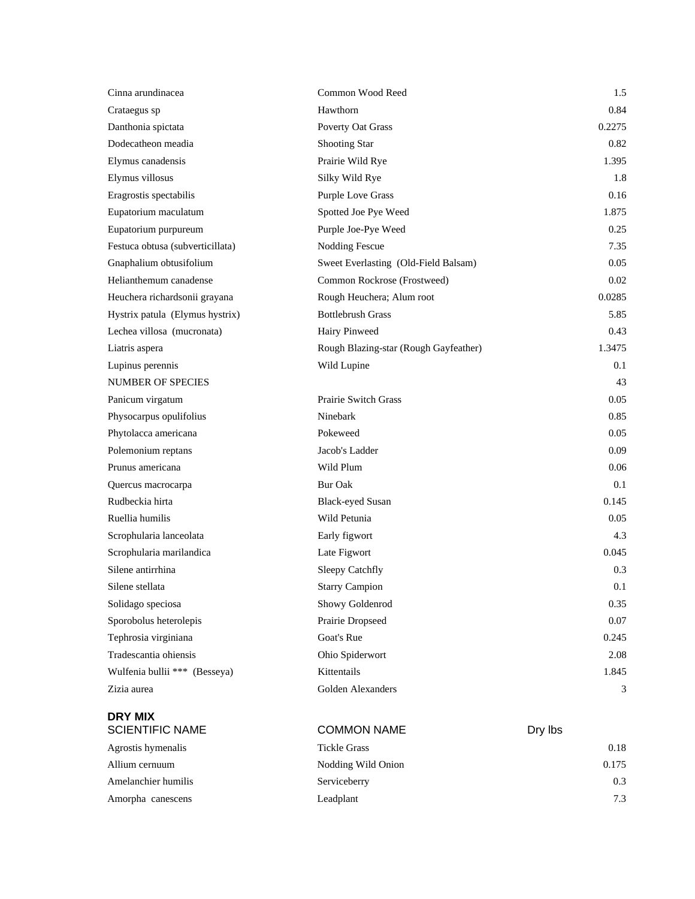| | | |
|---|---|---|
| Cinna arundinacea | Common Wood Reed | 1.5 |
| Crataegus sp | Hawthorn | 0.84 |
| Danthonia spictata | Poverty Oat Grass | 0.2275 |
| Dodecatheon meadia | Shooting Star | 0.82 |
| Elymus canadensis | Prairie Wild Rye | 1.395 |
| Elymus villosus | Silky Wild Rye | 1.8 |
| Eragrostis spectabilis | Purple Love Grass | 0.16 |
| Eupatorium maculatum | Spotted Joe Pye Weed | 1.875 |
| Eupatorium purpureum | Purple Joe-Pye Weed | 0.25 |
| Festuca obtusa (subverticillata) | Nodding Fescue | 7.35 |
| Gnaphalium obtusifolium | Sweet Everlasting (Old-Field Balsam) | 0.05 |
| Helianthemum canadense | Common Rockrose (Frostweed) | 0.02 |
| Heuchera richardsonii grayana | Rough Heuchera; Alum root | 0.0285 |
| Hystrix patula (Elymus hystrix) | Bottlebrush Grass | 5.85 |
| Lechea villosa (mucronata) | Hairy Pinweed | 0.43 |
| Liatris aspera | Rough Blazing-star (Rough Gayfeather) | 1.3475 |
| Lupinus perennis | Wild Lupine | 0.1 |
| NUMBER OF SPECIES | | 43 |
| Panicum virgatum | Prairie Switch Grass | 0.05 |
| Physocarpus opulifolius | Ninebark | 0.85 |
| Phytolacca americana | Pokeweed | 0.05 |
| Polemonium reptans | Jacob's Ladder | 0.09 |
| Prunus americana | Wild Plum | 0.06 |
| Quercus macrocarpa | Bur Oak | 0.1 |
| Rudbeckia hirta | Black-eyed Susan | 0.145 |
| Ruellia humilis | Wild Petunia | 0.05 |
| Scrophularia lanceolata | Early figwort | 4.3 |
| Scrophularia marilandica | Late Figwort | 0.045 |
| Silene antirrhina | Sleepy Catchfly | 0.3 |
| Silene stellata | Starry Campion | 0.1 |
| Solidago speciosa | Showy Goldenrod | 0.35 |
| Sporobolus heterolepis | Prairie Dropseed | 0.07 |
| Tephrosia virginiana | Goat's Rue | 0.245 |
| Tradescantia ohiensis | Ohio Spiderwort | 2.08 |
| Wulfenia bullii *** (Besseya) | Kittentails | 1.845 |
| Zizia aurea | Golden Alexanders | 3 |

**DRY MIX**

| SCIENTIFIC NAME | COMMON NAME | Dry lbs |
|---|---|---|
| Agrostis hymenalis | Tickle Grass | 0.18 |
| Allium cernuum | Nodding Wild Onion | 0.175 |
| Amelanchier humilis | Serviceberry | 0.3 |
| Amorpha canescens | Leadplant | 7.3 |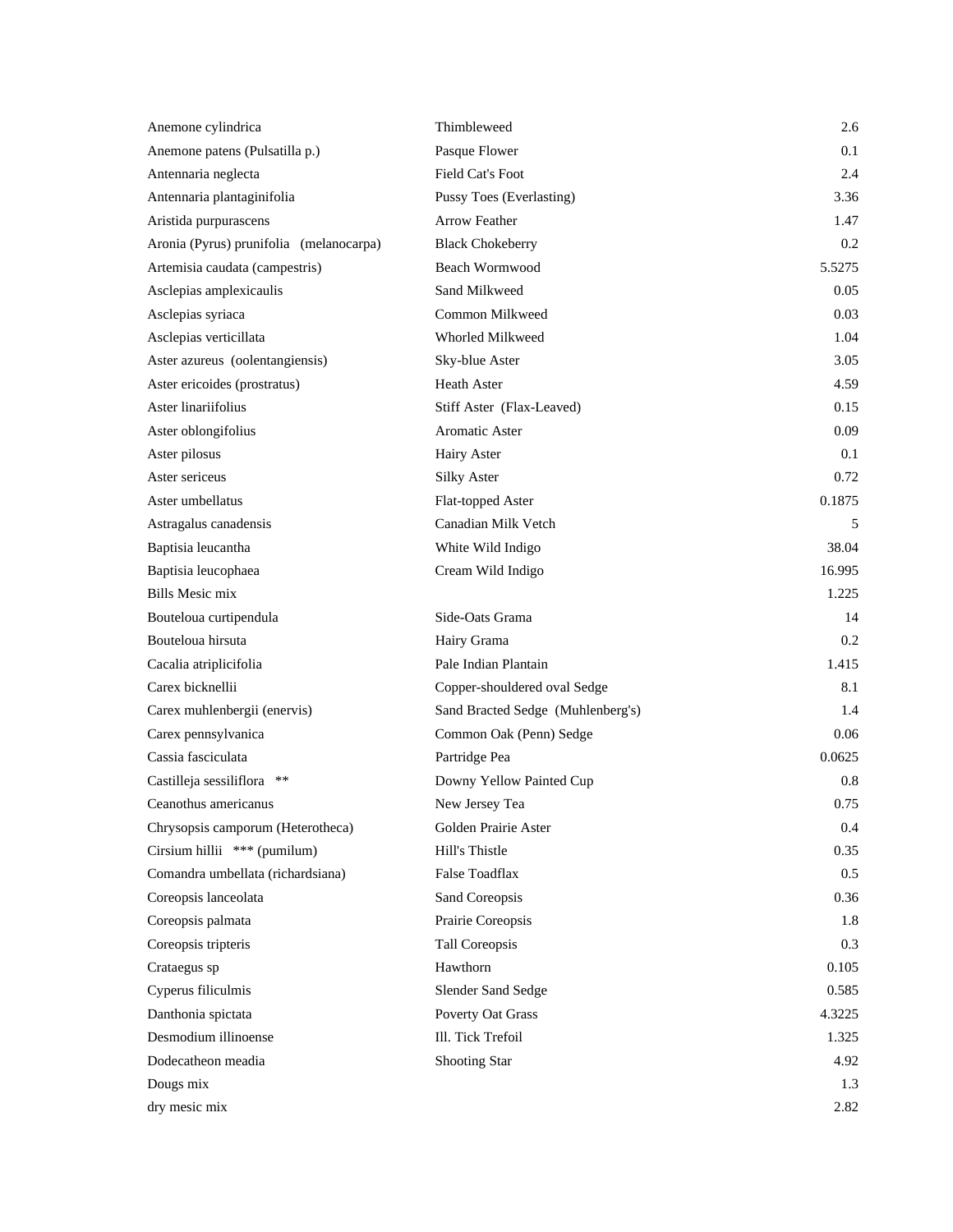| | | |
|---|---|---|
| Anemone cylindrica | Thimbleweed | 2.6 |
| Anemone patens (Pulsatilla p.) | Pasque Flower | 0.1 |
| Antennaria neglecta | Field Cat's Foot | 2.4 |
| Antennaria plantaginifolia | Pussy Toes (Everlasting) | 3.36 |
| Aristida purpurascens | Arrow Feather | 1.47 |
| Aronia (Pyrus) prunifolia (melanocarpa) | Black Chokeberry | 0.2 |
| Artemisia caudata (campestris) | Beach Wormwood | 5.5275 |
| Asclepias amplexicaulis | Sand Milkweed | 0.05 |
| Asclepias syriaca | Common Milkweed | 0.03 |
| Asclepias verticillata | Whorled Milkweed | 1.04 |
| Aster azureus (oolentangiensis) | Sky-blue Aster | 3.05 |
| Aster ericoides (prostratus) | Heath Aster | 4.59 |
| Aster linariifolius | Stiff Aster (Flax-Leaved) | 0.15 |
| Aster oblongifolius | Aromatic Aster | 0.09 |
| Aster pilosus | Hairy Aster | 0.1 |
| Aster sericeus | Silky Aster | 0.72 |
| Aster umbellatus | Flat-topped Aster | 0.1875 |
| Astragalus canadensis | Canadian Milk Vetch | 5 |
| Baptisia leucantha | White Wild Indigo | 38.04 |
| Baptisia leucophaea | Cream Wild Indigo | 16.995 |
| Bills Mesic mix | | 1.225 |
| Bouteloua curtipendula | Side-Oats Grama | 14 |
| Bouteloua hirsuta | Hairy Grama | 0.2 |
| Cacalia atriplicifolia | Pale Indian Plantain | 1.415 |
| Carex bicknellii | Copper-shouldered oval Sedge | 8.1 |
| Carex muhlenbergii (enervis) | Sand Bracted Sedge (Muhlenberg's) | 1.4 |
| Carex pennsylvanica | Common Oak (Penn) Sedge | 0.06 |
| Cassia fasciculata | Partridge Pea | 0.0625 |
| Castilleja sessiliflora ** | Downy Yellow Painted Cup | 0.8 |
| Ceanothus americanus | New Jersey Tea | 0.75 |
| Chrysopsis camporum (Heterotheca) | Golden Prairie Aster | 0.4 |
| Cirsium hillii *** (pumilum) | Hill's Thistle | 0.35 |
| Comandra umbellata (richardsiana) | False Toadflax | 0.5 |
| Coreopsis lanceolata | Sand Coreopsis | 0.36 |
| Coreopsis palmata | Prairie Coreopsis | 1.8 |
| Coreopsis tripteris | Tall Coreopsis | 0.3 |
| Crataegus sp | Hawthorn | 0.105 |
| Cyperus filiculmis | Slender Sand Sedge | 0.585 |
| Danthonia spictata | Poverty Oat Grass | 4.3225 |
| Desmodium illinoense | Ill. Tick Trefoil | 1.325 |
| Dodecatheon meadia | Shooting Star | 4.92 |
| Dougs mix | | 1.3 |
| dry mesic mix | | 2.82 |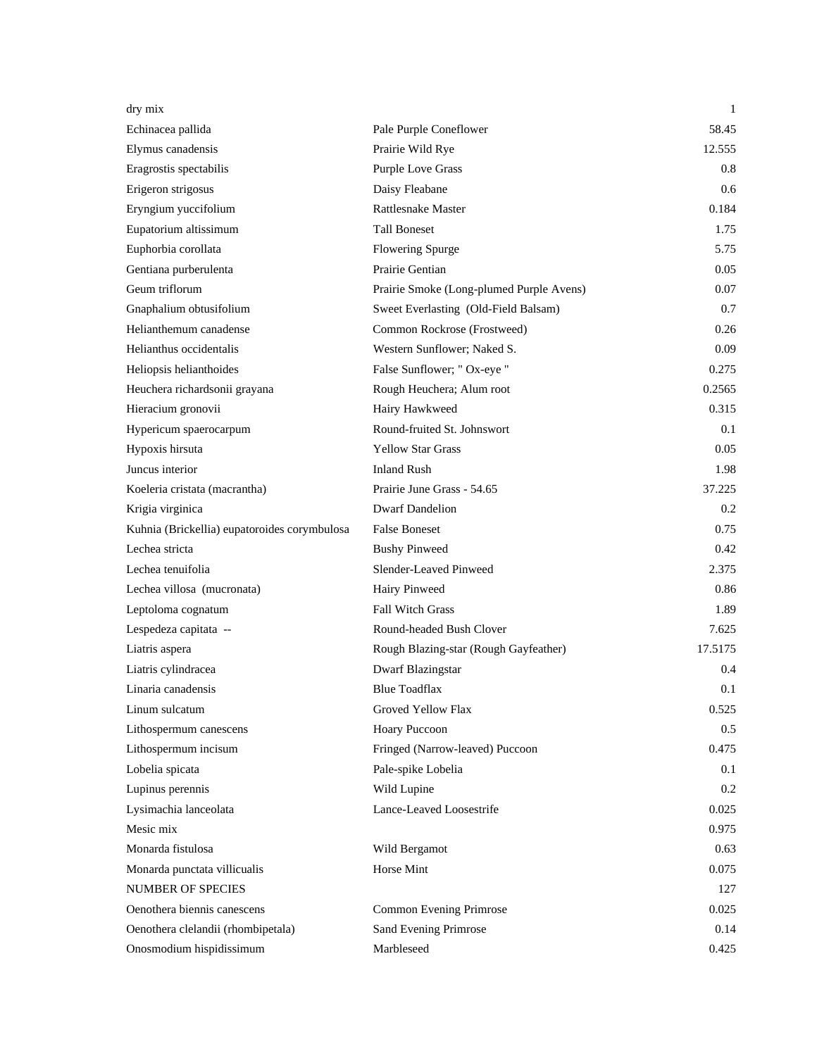| | | |
|---|---|---|
| dry mix | | 1 |
| Echinacea pallida | Pale Purple Coneflower | 58.45 |
| Elymus canadensis | Prairie Wild Rye | 12.555 |
| Eragrostis spectabilis | Purple Love Grass | 0.8 |
| Erigeron strigosus | Daisy Fleabane | 0.6 |
| Eryngium yuccifolium | Rattlesnake Master | 0.184 |
| Eupatorium altissimum | Tall Boneset | 1.75 |
| Euphorbia corollata | Flowering Spurge | 5.75 |
| Gentiana purberulenta | Prairie Gentian | 0.05 |
| Geum triflorum | Prairie Smoke (Long-plumed Purple Avens) | 0.07 |
| Gnaphalium obtusifolium | Sweet Everlasting (Old-Field Balsam) | 0.7 |
| Helianthemum canadense | Common Rockrose (Frostweed) | 0.26 |
| Helianthus occidentalis | Western Sunflower; Naked S. | 0.09 |
| Heliopsis helianthoides | False Sunflower; " Ox-eye " | 0.275 |
| Heuchera richardsonii grayana | Rough Heuchera; Alum root | 0.2565 |
| Hieracium gronovii | Hairy Hawkweed | 0.315 |
| Hypericum spaerocarpum | Round-fruited St. Johnswort | 0.1 |
| Hypoxis hirsuta | Yellow Star Grass | 0.05 |
| Juncus interior | Inland Rush | 1.98 |
| Koeleria cristata (macrantha) | Prairie June Grass - 54.65 | 37.225 |
| Krigia virginica | Dwarf Dandelion | 0.2 |
| Kuhnia (Brickellia) eupatoroides corymbulosa | False Boneset | 0.75 |
| Lechea stricta | Bushy Pinweed | 0.42 |
| Lechea tenuifolia | Slender-Leaved Pinweed | 2.375 |
| Lechea villosa (mucronata) | Hairy Pinweed | 0.86 |
| Leptoloma cognatum | Fall Witch Grass | 1.89 |
| Lespedeza capitata -- | Round-headed Bush Clover | 7.625 |
| Liatris aspera | Rough Blazing-star (Rough Gayfeather) | 17.5175 |
| Liatris cylindracea | Dwarf Blazingstar | 0.4 |
| Linaria canadensis | Blue Toadflax | 0.1 |
| Linum sulcatum | Groved Yellow Flax | 0.525 |
| Lithospermum canescens | Hoary Puccoon | 0.5 |
| Lithospermum incisum | Fringed (Narrow-leaved) Puccoon | 0.475 |
| Lobelia spicata | Pale-spike Lobelia | 0.1 |
| Lupinus perennis | Wild Lupine | 0.2 |
| Lysimachia lanceolata | Lance-Leaved Loosestrife | 0.025 |
| Mesic mix | | 0.975 |
| Monarda fistulosa | Wild Bergamot | 0.63 |
| Monarda punctata villicualis | Horse Mint | 0.075 |
| NUMBER OF SPECIES | | 127 |
| Oenothera biennis canescens | Common Evening Primrose | 0.025 |
| Oenothera clelandii (rhombipetala) | Sand Evening Primrose | 0.14 |
| Onosmodium hispidissimum | Marbleseed | 0.425 |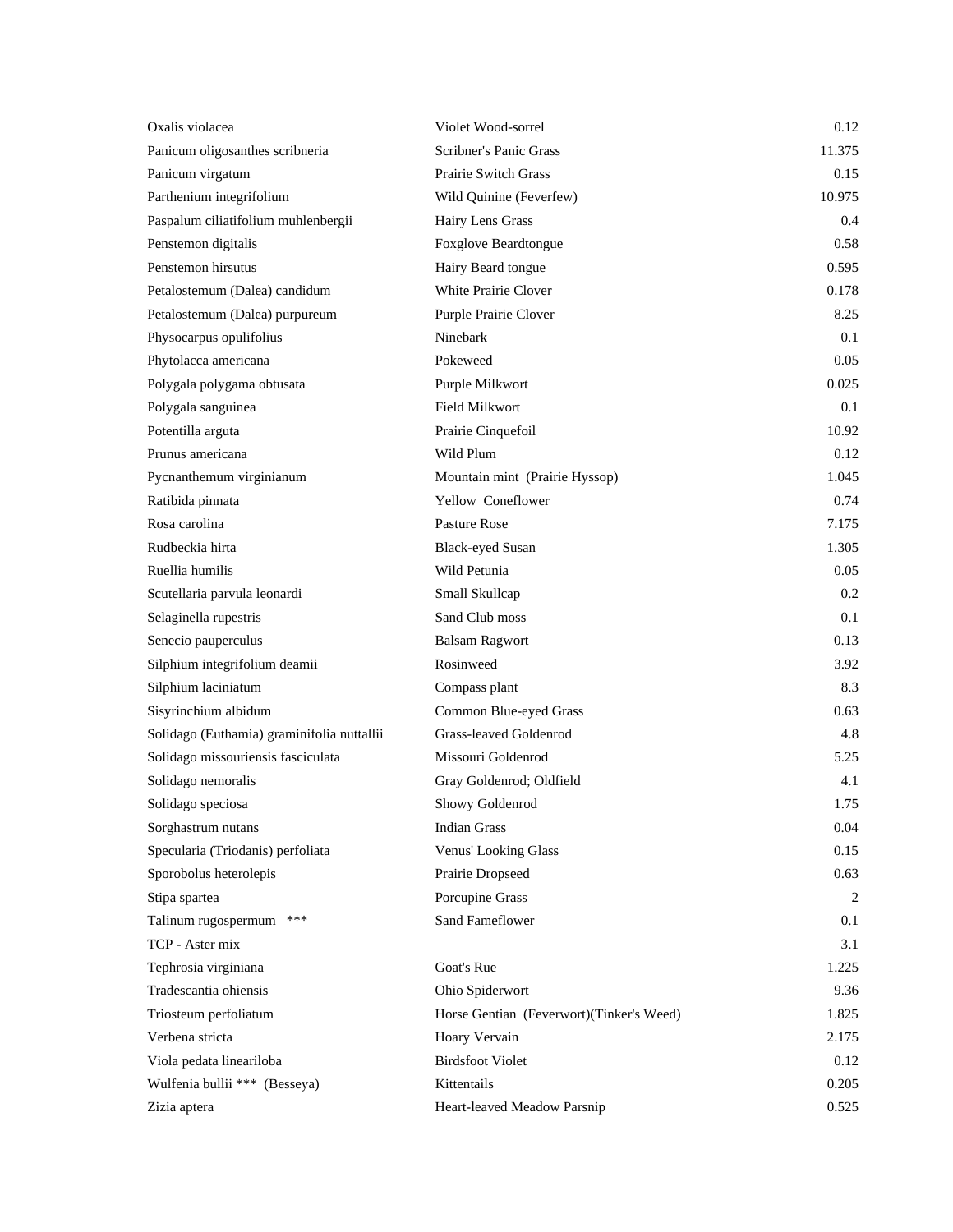| | | |
|---|---|---|
| Oxalis violacea | Violet Wood-sorrel | 0.12 |
| Panicum oligosanthes scribneria | Scribner's Panic Grass | 11.375 |
| Panicum virgatum | Prairie Switch Grass | 0.15 |
| Parthenium integrifolium | Wild Quinine (Feverfew) | 10.975 |
| Paspalum ciliatifolium muhlenbergii | Hairy Lens Grass | 0.4 |
| Penstemon digitalis | Foxglove Beardtongue | 0.58 |
| Penstemon hirsutus | Hairy Beard tongue | 0.595 |
| Petalostemum (Dalea) candidum | White Prairie Clover | 0.178 |
| Petalostemum (Dalea) purpureum | Purple Prairie Clover | 8.25 |
| Physocarpus opulifolius | Ninebark | 0.1 |
| Phytolacca americana | Pokeweed | 0.05 |
| Polygala polygama obtusata | Purple Milkwort | 0.025 |
| Polygala sanguinea | Field Milkwort | 0.1 |
| Potentilla arguta | Prairie Cinquefoil | 10.92 |
| Prunus americana | Wild Plum | 0.12 |
| Pycnanthemum virginianum | Mountain mint (Prairie Hyssop) | 1.045 |
| Ratibida pinnata | Yellow Coneflower | 0.74 |
| Rosa carolina | Pasture Rose | 7.175 |
| Rudbeckia hirta | Black-eyed Susan | 1.305 |
| Ruellia humilis | Wild Petunia | 0.05 |
| Scutellaria parvula leonardi | Small Skullcap | 0.2 |
| Selaginella rupestris | Sand Club moss | 0.1 |
| Senecio pauperculus | Balsam Ragwort | 0.13 |
| Silphium integrifolium deamii | Rosinweed | 3.92 |
| Silphium laciniatum | Compass plant | 8.3 |
| Sisyrinchium albidum | Common Blue-eyed Grass | 0.63 |
| Solidago (Euthamia) graminifolia nuttallii | Grass-leaved Goldenrod | 4.8 |
| Solidago missouriensis fasciculata | Missouri Goldenrod | 5.25 |
| Solidago nemoralis | Gray Goldenrod; Oldfield | 4.1 |
| Solidago speciosa | Showy Goldenrod | 1.75 |
| Sorghastrum nutans | Indian Grass | 0.04 |
| Specularia (Triodanis) perfoliata | Venus' Looking Glass | 0.15 |
| Sporobolus heterolepis | Prairie Dropseed | 0.63 |
| Stipa spartea | Porcupine Grass | 2 |
| Talinum rugospermum *** | Sand Fameflower | 0.1 |
| TCP - Aster mix | | 3.1 |
| Tephrosia virginiana | Goat's Rue | 1.225 |
| Tradescantia ohiensis | Ohio Spiderwort | 9.36 |
| Triosteum perfoliatum | Horse Gentian (Feverwort)(Tinker's Weed) | 1.825 |
| Verbena stricta | Hoary Vervain | 2.175 |
| Viola pedata lineariloba | Birdsfoot Violet | 0.12 |
| Wulfenia bullii *** (Besseya) | Kittentails | 0.205 |
| Zizia aptera | Heart-leaved Meadow Parsnip | 0.525 |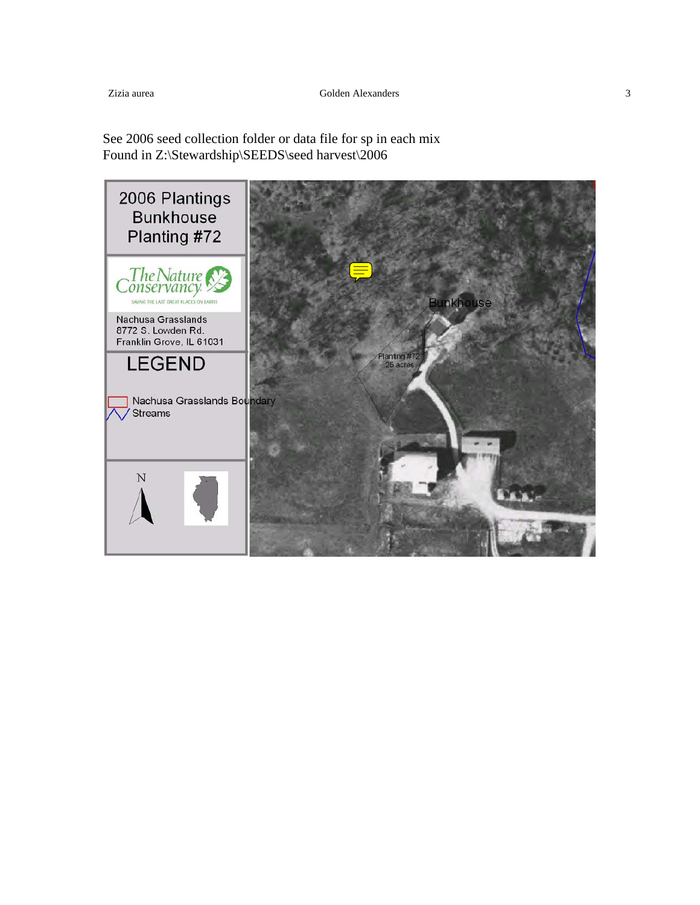See 2006 seed collection folder or data file for sp in each mix
Found in Z:\Stewardship\SEEDS\seed harvest\2006

2006 Plantings
Bunkhouse
Planting #72

The Nature Conservancy
SAVING THE LAST GREAT PLACES ON EARTH

Nachusa Grasslands
8772 S. Lowden Rd.
Franklin Grove, IL 61031

LEGEND

Nachusa Grasslands Boundary
Streams

N

Bunkhouse

Planting #72
.25 acres